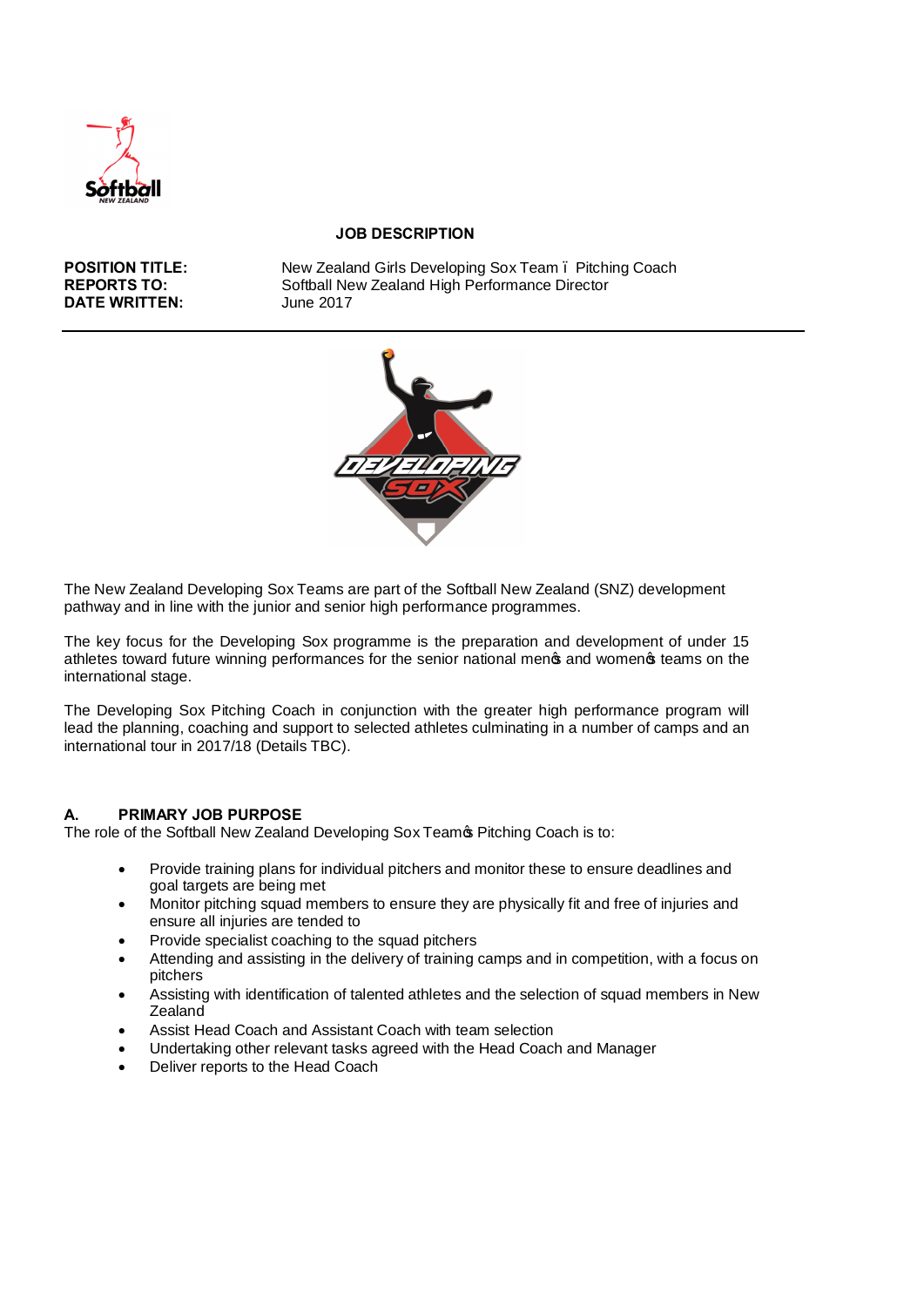## JOB DESCRIPTION

**POSITION TITLE:** New Zealand Girls Developing Sox Team – Pitching Coach
**REPORTS TO:** Softball New Zealand High Performance Director
**DATE WRITTEN:** June 2017

---

The New Zealand Developing Sox Teams are part of the Softball New Zealand (SNZ) development pathway and in line with the junior and senior high performance programmes.

The key focus for the Developing Sox programme is the preparation and development of under 15 athletes toward future winning performances for the senior national men's and women's teams on the international stage.

The Developing Sox Pitching Coach in conjunction with the greater high performance program will lead the planning, coaching and support to selected athletes culminating in a number of camps and an international tour in 2017/18 (Details TBC).

### A. PRIMARY JOB PURPOSE

The role of the Softball New Zealand Developing Sox Team's Pitching Coach is to:

- Provide training plans for individual pitchers and monitor these to ensure deadlines and goal targets are being met
- Monitor pitching squad members to ensure they are physically fit and free of injuries and ensure all injuries are tended to
- Provide specialist coaching to the squad pitchers
- Attending and assisting in the delivery of training camps and in competition, with a focus on pitchers
- Assisting with identification of talented athletes and the selection of squad members in New Zealand
- Assist Head Coach and Assistant Coach with team selection
- Undertaking other relevant tasks agreed with the Head Coach and Manager
- Deliver reports to the Head Coach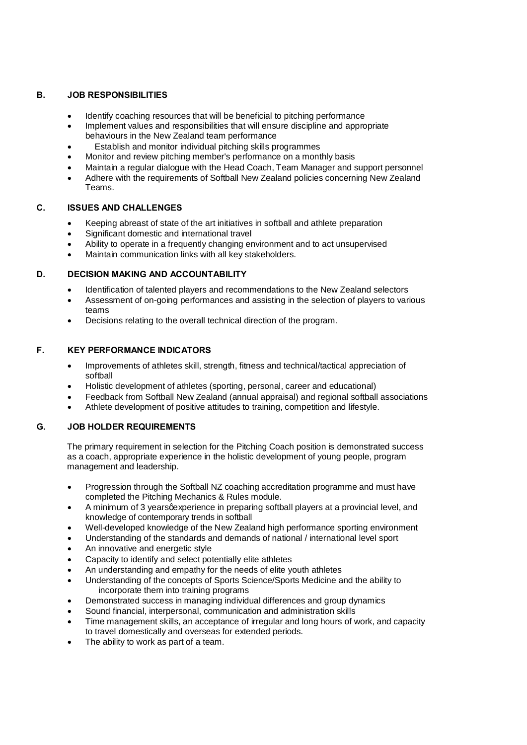## B. JOB RESPONSIBILITIES

- Identify coaching resources that will be beneficial to pitching performance
- Implement values and responsibilities that will ensure discipline and appropriate behaviours in the New Zealand team performance
- Establish and monitor individual pitching skills programmes
- Monitor and review pitching member's performance on a monthly basis
- Maintain a regular dialogue with the Head Coach, Team Manager and support personnel
- Adhere with the requirements of Softball New Zealand policies concerning New Zealand Teams.

## C. ISSUES AND CHALLENGES

- Keeping abreast of state of the art initiatives in softball and athlete preparation
- Significant domestic and international travel
- Ability to operate in a frequently changing environment and to act unsupervised
- Maintain communication links with all key stakeholders.

## D. DECISION MAKING AND ACCOUNTABILITY

- Identification of talented players and recommendations to the New Zealand selectors
- Assessment of on-going performances and assisting in the selection of players to various teams
- Decisions relating to the overall technical direction of the program.

## F. KEY PERFORMANCE INDICATORS

- Improvements of athletes skill, strength, fitness and technical/tactical appreciation of softball
- Holistic development of athletes (sporting, personal, career and educational)
- Feedback from Softball New Zealand (annual appraisal) and regional softball associations
- Athlete development of positive attitudes to training, competition and lifestyle.

## G. JOB HOLDER REQUIREMENTS

The primary requirement in selection for the Pitching Coach position is demonstrated success as a coach, appropriate experience in the holistic development of young people, program management and leadership.

- Progression through the Softball NZ coaching accreditation programme and must have completed the Pitching Mechanics & Rules module.
- A minimum of 3 yearsĝexperience in preparing softball players at a provincial level, and knowledge of contemporary trends in softball
- Well-developed knowledge of the New Zealand high performance sporting environment
- Understanding of the standards and demands of national / international level sport
- An innovative and energetic style
- Capacity to identify and select potentially elite athletes
- An understanding and empathy for the needs of elite youth athletes
- Understanding of the concepts of Sports Science/Sports Medicine and the ability to incorporate them into training programs
- Demonstrated success in managing individual differences and group dynamics
- Sound financial, interpersonal, communication and administration skills
- Time management skills, an acceptance of irregular and long hours of work, and capacity to travel domestically and overseas for extended periods.
- The ability to work as part of a team.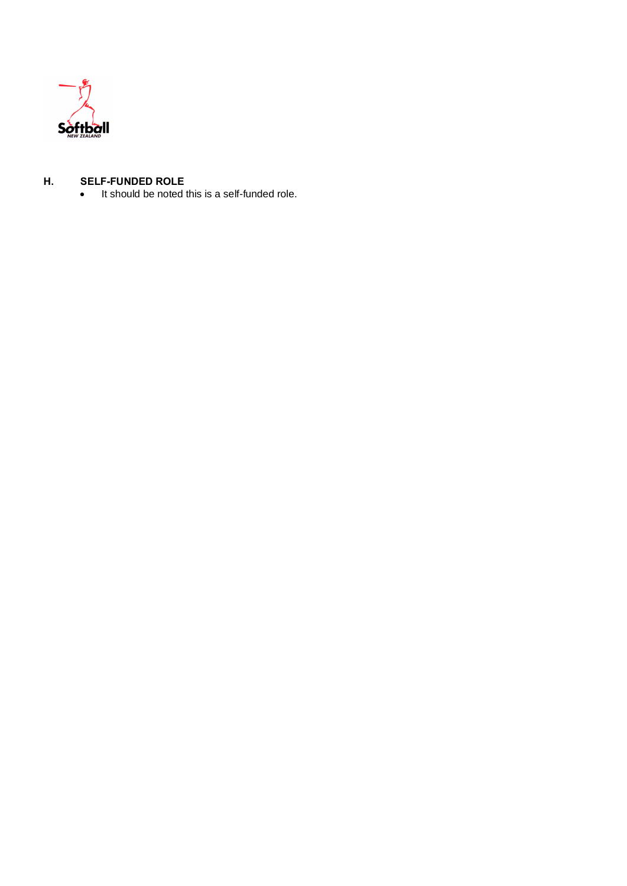## H. SELF-FUNDED ROLE

- It should be noted this is a self-funded role.